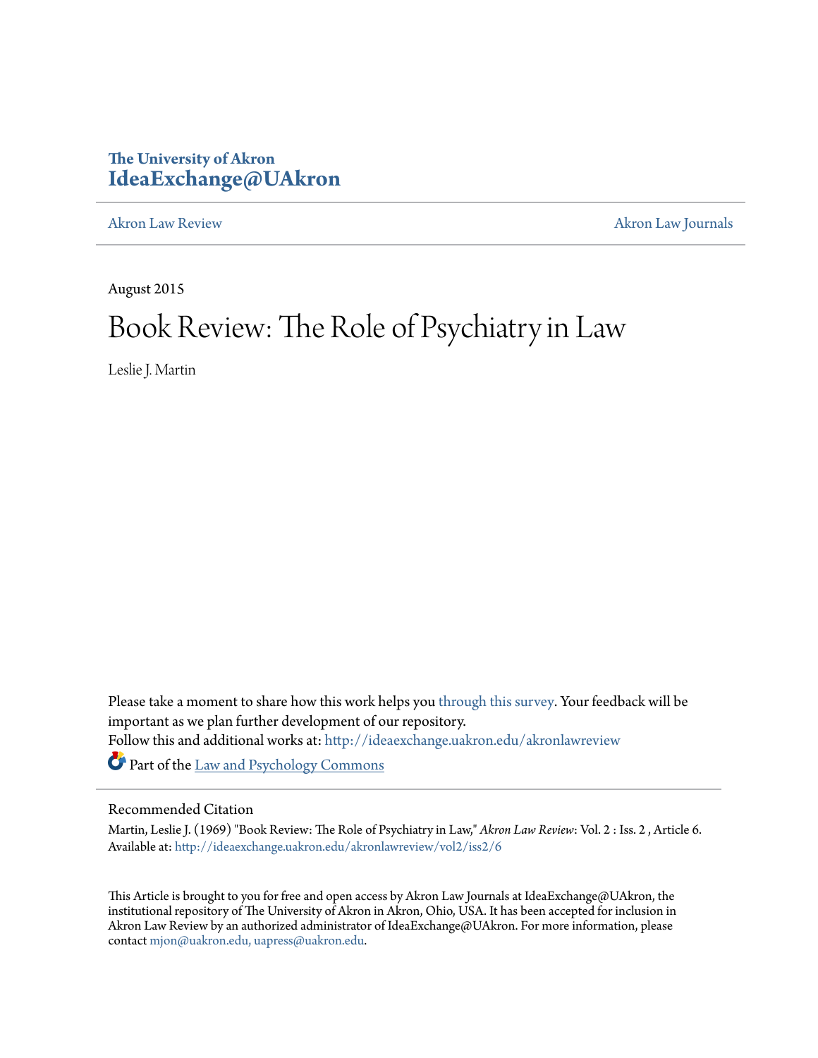The University of Akron
**IdeaExchange@UAkron**

Akron Law Review | Akron Law Journals

August 2015

# Book Review: The Role of Psychiatry in Law

Leslie J. Martin

Please take a moment to share how this work helps you through this survey. Your feedback will be important as we plan further development of our repository.

Follow this and additional works at: http://ideaexchange.uakron.edu/akronlawreview

Part of the Law and Psychology Commons

## Recommended Citation

Martin, Leslie J. (1969) "Book Review: The Role of Psychiatry in Law," *Akron Law Review*: Vol. 2 : Iss. 2 , Article 6.
Available at: http://ideaexchange.uakron.edu/akronlawreview/vol2/iss2/6

This Article is brought to you for free and open access by Akron Law Journals at IdeaExchange@UAkron, the institutional repository of The University of Akron in Akron, Ohio, USA. It has been accepted for inclusion in Akron Law Review by an authorized administrator of IdeaExchange@UAkron. For more information, please contact mjon@uakron.edu, uapress@uakron.edu.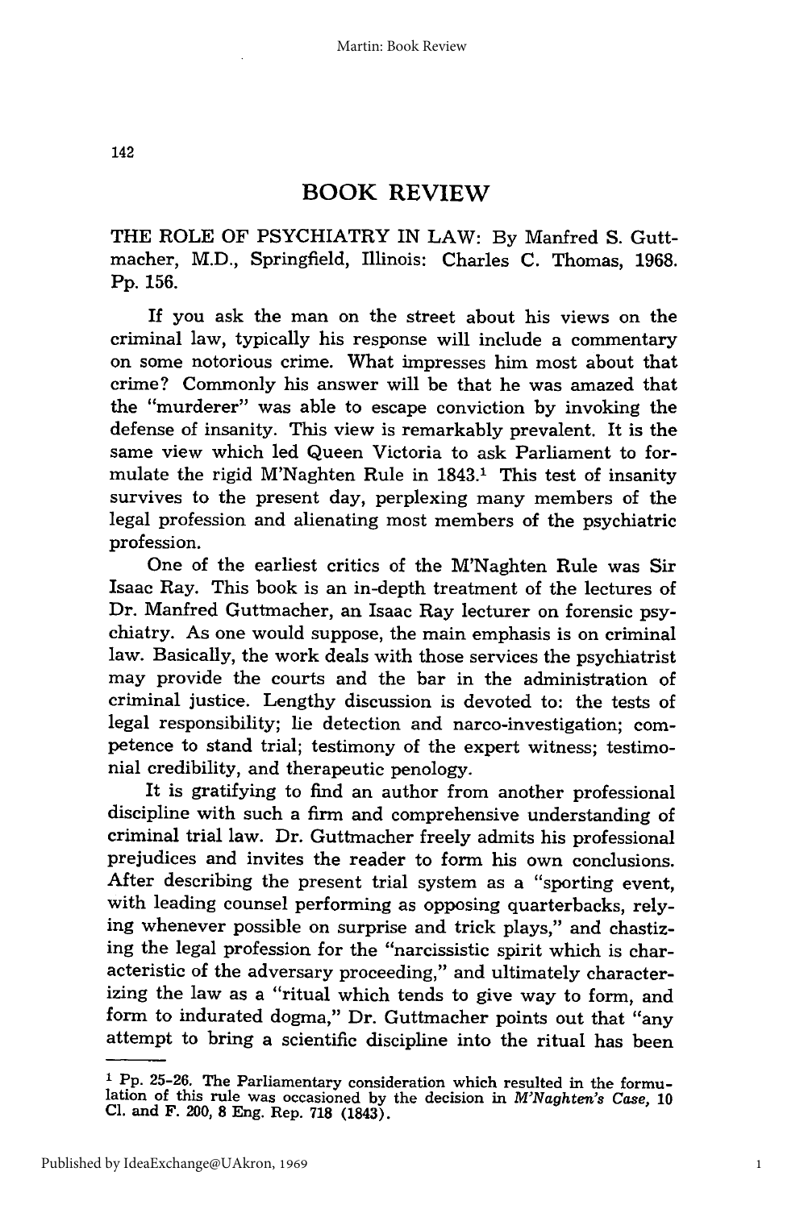# BOOK REVIEW

THE ROLE OF PSYCHIATRY IN LAW: By Manfred S. Guttmacher, M.D., Springfield, Illinois: Charles C. Thomas, 1968. Pp. 156.

If you ask the man on the street about his views on the criminal law, typically his response will include a commentary on some notorious crime. What impresses him most about that crime? Commonly his answer will be that he was amazed that the "murderer" was able to escape conviction by invoking the defense of insanity. This view is remarkably prevalent. It is the same view which led Queen Victoria to ask Parliament to formulate the rigid M'Naghten Rule in 1843.[1] This test of insanity survives to the present day, perplexing many members of the legal profession and alienating most members of the psychiatric profession.

One of the earliest critics of the M'Naghten Rule was Sir Isaac Ray. This book is an in-depth treatment of the lectures of Dr. Manfred Guttmacher, an Isaac Ray lecturer on forensic psychiatry. As one would suppose, the main emphasis is on criminal law. Basically, the work deals with those services the psychiatrist may provide the courts and the bar in the administration of criminal justice. Lengthy discussion is devoted to: the tests of legal responsibility; lie detection and narco-investigation; competence to stand trial; testimony of the expert witness; testimonial credibility, and therapeutic penology.

It is gratifying to find an author from another professional discipline with such a firm and comprehensive understanding of criminal trial law. Dr. Guttmacher freely admits his professional prejudices and invites the reader to form his own conclusions. After describing the present trial system as a "sporting event, with leading counsel performing as opposing quarterbacks, relying whenever possible on surprise and trick plays," and chastizing the legal profession for the "narcissistic spirit which is characteristic of the adversary proceeding," and ultimately characterizing the law as a "ritual which tends to give way to form, and form to indurated dogma," Dr. Guttmacher points out that "any attempt to bring a scientific discipline into the ritual has been

---

[1] Pp. 25-26. The Parliamentary consideration which resulted in the formulation of this rule was occasioned by the decision in *M'Naghten's Case*, 10 Cl. and F. 200, 8 Eng. Rep. 718 (1843).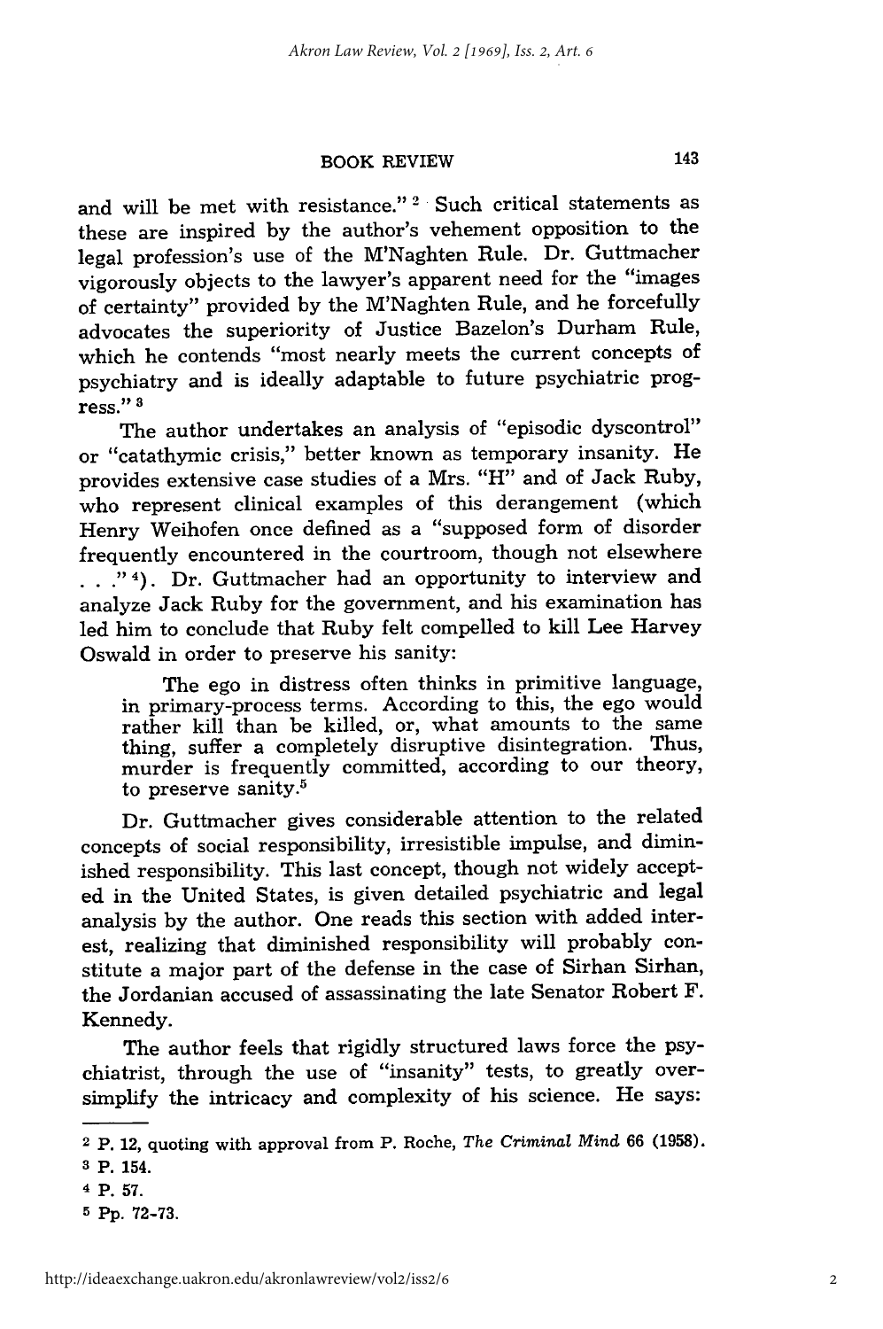and will be met with resistance."[2] Such critical statements as these are inspired by the author's vehement opposition to the legal profession's use of the M'Naghten Rule. Dr. Guttmacher vigorously objects to the lawyer's apparent need for the "images of certainty" provided by the M'Naghten Rule, and he forcefully advocates the superiority of Justice Bazelon's Durham Rule, which he contends "most nearly meets the current concepts of psychiatry and is ideally adaptable to future psychiatric progress."[3]

The author undertakes an analysis of "episodic dyscontrol" or "catathymic crisis," better known as temporary insanity. He provides extensive case studies of a Mrs. "H" and of Jack Ruby, who represent clinical examples of this derangement (which Henry Weihofen once defined as a "supposed form of disorder frequently encountered in the courtroom, though not elsewhere . . ."[4]). Dr. Guttmacher had an opportunity to interview and analyze Jack Ruby for the government, and his examination has led him to conclude that Ruby felt compelled to kill Lee Harvey Oswald in order to preserve his sanity:

> The ego in distress often thinks in primitive language, in primary-process terms. According to this, the ego would rather kill than be killed, or, what amounts to the same thing, suffer a completely disruptive disintegration. Thus, murder is frequently committed, according to our theory, to preserve sanity.[5]

Dr. Guttmacher gives considerable attention to the related concepts of social responsibility, irresistible impulse, and diminished responsibility. This last concept, though not widely accepted in the United States, is given detailed psychiatric and legal analysis by the author. One reads this section with added interest, realizing that diminished responsibility will probably constitute a major part of the defense in the case of Sirhan Sirhan, the Jordanian accused of assassinating the late Senator Robert F. Kennedy.

The author feels that rigidly structured laws force the psychiatrist, through the use of "insanity" tests, to greatly oversimplify the intricacy and complexity of his science. He says:

---

[2] P. 12, quoting with approval from P. Roche, *The Criminal Mind* 66 (1958).

[3] P. 154.

[4] P. 57.

[5] Pp. 72-73.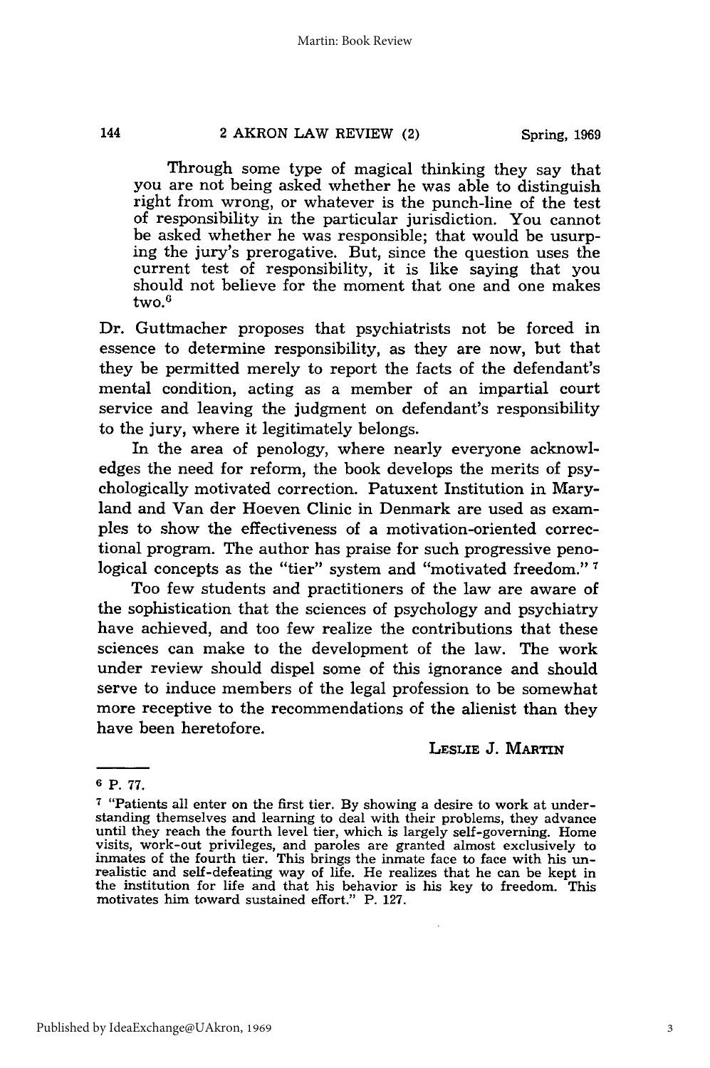> Through some type of magical thinking they say that you are not being asked whether he was able to distinguish right from wrong, or whatever is the punch-line of the test of responsibility in the particular jurisdiction. You cannot be asked whether he was responsible; that would be usurping the jury's prerogative. But, since the question uses the current test of responsibility, it is like saying that you should not believe for the moment that one and one makes two.[6]

Dr. Guttmacher proposes that psychiatrists not be forced in essence to determine responsibility, as they are now, but that they be permitted merely to report the facts of the defendant's mental condition, acting as a member of an impartial court service and leaving the judgment on defendant's responsibility to the jury, where it legitimately belongs.

In the area of penology, where nearly everyone acknowledges the need for reform, the book develops the merits of psychologically motivated correction. Patuxent Institution in Maryland and Van der Hoeven Clinic in Denmark are used as examples to show the effectiveness of a motivation-oriented correctional program. The author has praise for such progressive penological concepts as the "tier" system and "motivated freedom."[7]

Too few students and practitioners of the law are aware of the sophistication that the sciences of psychology and psychiatry have achieved, and too few realize the contributions that these sciences can make to the development of the law. The work under review should dispel some of this ignorance and should serve to induce members of the legal profession to be somewhat more receptive to the recommendations of the alienist than they have been heretofore.

LESLIE J. MARTIN

---

[6] P. 77.

[7] "Patients all enter on the first tier. By showing a desire to work at understanding themselves and learning to deal with their problems, they advance until they reach the fourth level tier, which is largely self-governing. Home visits, work-out privileges, and paroles are granted almost exclusively to inmates of the fourth tier. This brings the inmate face to face with his unrealistic and self-defeating way of life. He realizes that he can be kept in the institution for life and that his behavior is his key to freedom. This motivates him toward sustained effort." P. 127.